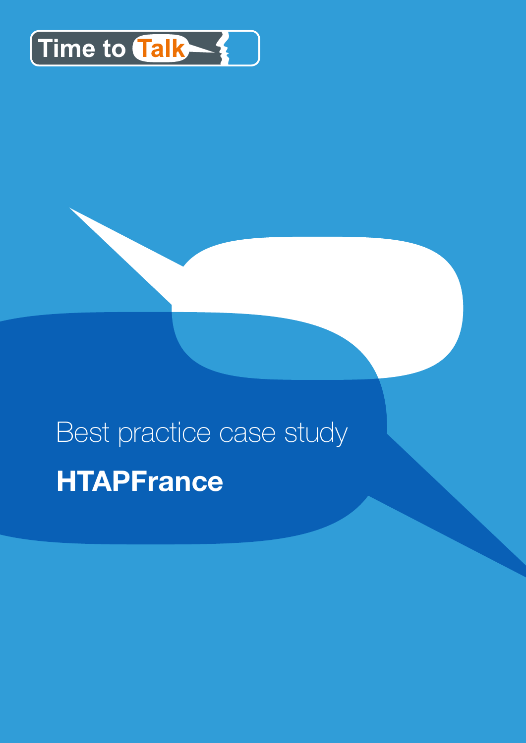Time to Talk

Best practice case study

# HTAPFrance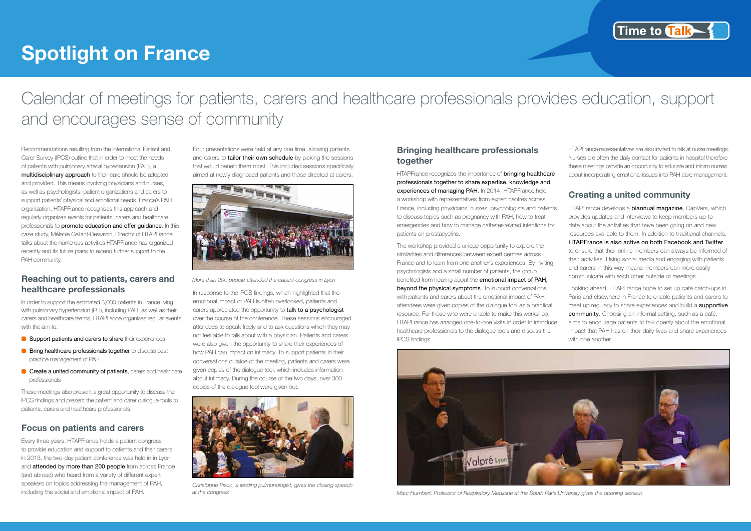# Spotlight on France

## Calendar of meetings for patients, carers and healthcare professionals provides education, support and encourages sense of community

Recommendations resulting from the International Patient and Carer Survey (IPCS) outline that in order to meet the needs of patients with pulmonary arterial hypertension (PAH), a **multidisciplinary approach** to their care should be adopted and provided. This means involving physicians and nurses, as well as psychologists, patient organizations and carers to support patients' physical and emotional needs. France's PAH organization, HTAPFrance recognises this approach and regularly organizes events for patients, carers and healthcare professionals to **promote education and offer guidance**. In this case study, Mélanie Gallant-Dewavrin, Director of HTAPFrance talks about the numerous activities HTAPFrance has organized recently and its future plans to extend further support to the PAH community.

### Reaching out to patients, carers and healthcare professionals

In order to support the estimated 3,000 patients in France living with pulmonary hypertension (PH), including PAH, as well as their carers and healthcare teams, HTAPFance organizes regular events with the aim to:

- **Support patients and carers to share** their experiences
- **Bring healthcare professionals together** to discuss best practice management of PAH
- **Create a united community of patients**, carers and healthcare professionals

These meetings also present a great opportunity to discuss the IPCS findings and present the patient and carer dialogue tools to patients, carers and healthcare professionals.

### Focus on patients and carers

Every three years, HTAPFrance holds a patient congress to provide education and support to patients and their carers. In 2013, the two-day patient conference was held in in Lyon and **attended by more than 200 people** from across France (and abroad) who heard from a variety of different expert speakers on topics addressing the management of PAH, including the social and emotional impact of PAH.

Four presentations were held at any one time, allowing patients and carers to **tailor their own schedule** by picking the sessions that would benefit them most. This included sessions specifically aimed at newly diagnosed patients and those directed at carers.

*More than 200 people attended the patient congress in Lyon*

In response to the IPCS findings, which highlighted that the emotional impact of PAH is often overlooked, patients and carers appreciated the opportunity to **talk to a psychologist** over the course of the conference. These sessions encouraged attendees to speak freely and to ask questions which they may not feel able to talk about with a physician. Patients and carers were also given the opportunity to share their experiences of how PAH can impact on intimacy. To support patients in their conversations outside of the meeting, patients and carers were given copies of the dialogue tool, which includes information about intimacy. During the course of the two days, over 300 copies of the dialogue tool were given out.

*Christophe Pison, a leading pulmonologist, gives the closing speech at the congress*

### Bringing healthcare professionals together

HTAPFrance recognizes the importance of **bringing healthcare professionals together to share expertise, knowledge and experiences of managing PAH**. In 2014, HTAPFrance held a workshop with representatives from expert centres across France, including physicians, nurses, psychologists and patients to discuss topics such as pregnancy with PAH, how to treat emergencies and how to manage catheter-related infections for patients on prostacyclins.

The workshop provided a unique opportunity to explore the similarities and differences between expert centres across France and to learn from one another's experiences. By inviting psychologists and a small number of patients, the group benefited from hearing about the **emotional impact of PAH, beyond the physical symptoms**. To support conversations with patients and carers about the emotional impact of PAH, attendees were given copies of the dialogue tool as a practical resource. For those who were unable to make this workshop, HTAPFrance has arranged one-to-one visits in order to introduce healthcare professionals to the dialogue tools and discuss the IPCS findings.

HTAPFrance representatives are also invited to talk at nurse meetings. Nurses are often the daily contact for patients in hospital therefore these meetings provide an opportunity to educate and inform nurses about incorporating emotional issues into PAH care management.

### Creating a united community

HTAPFrance develops a **biannual magazine**, CapVers, which provides updates and interviews to keep members up-to-date about the activities that have been going on and new resources available to them. In addition to traditional channels, **HTAPFrance is also active on both Facebook and Twitter** to ensure that their online members can always be informed of their activities. Using social media and engaging with patients and carers in this way means members can more easily communicate with each other outside of meetings.

Looking ahead, HTAPFrance hope to set up café catch-ups in Paris and elsewhere in France to enable patients and carers to meet up regularly to share experiences and build a **supportive community**. Choosing an informal setting, such as a café, aims to encourage patients to talk openly about the emotional impact that PAH has on their daily lives and share experiences with one another.

*Marc Humbert, Professor of Respiratory Medicine at the South Paris University gives the opening session*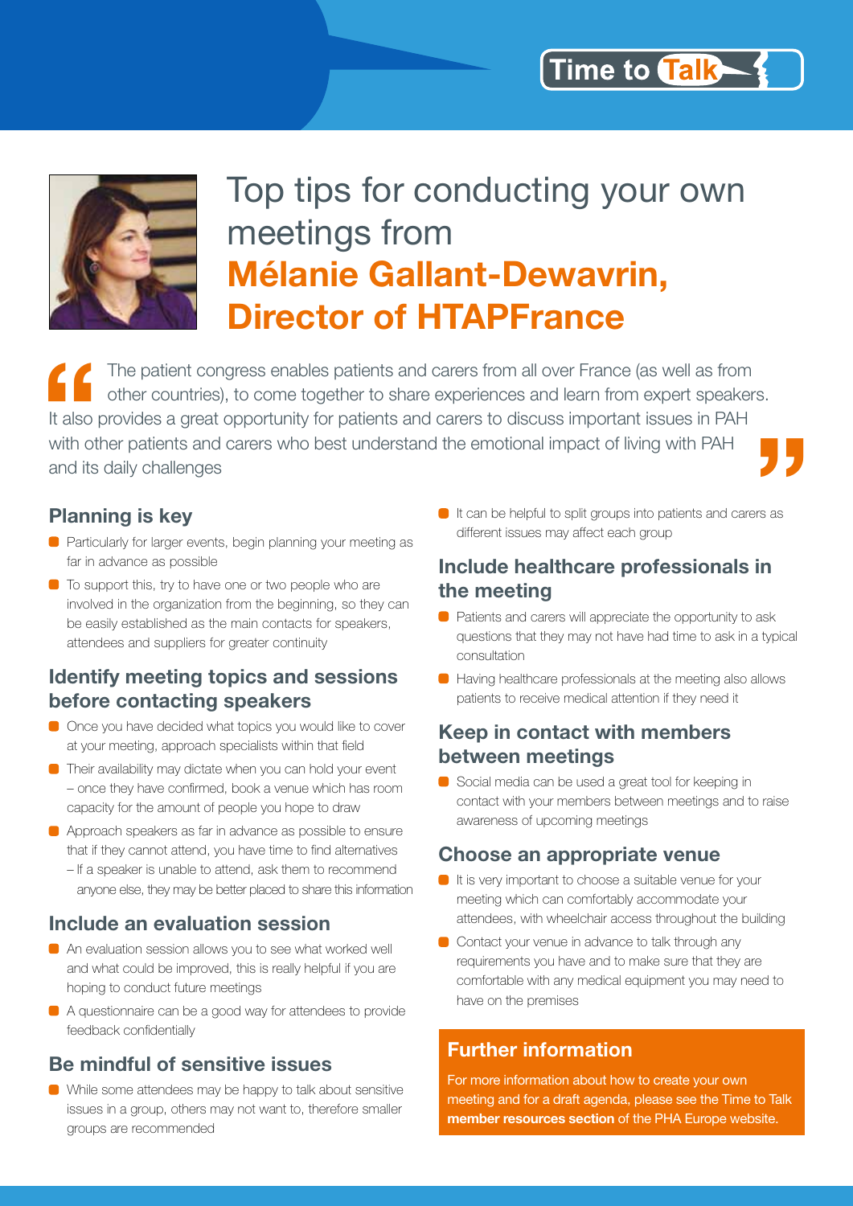Time to Talk

# Top tips for conducting your own meetings from **Mélanie Gallant-Dewavrin, Director of HTAPFrance**

"The patient congress enables patients and carers from all over France (as well as from other countries), to come together to share experiences and learn from expert speakers. It also provides a great opportunity for patients and carers to discuss important issues in PAH with other patients and carers who best understand the emotional impact of living with PAH and its daily challenges"

## Planning is key

- Particularly for larger events, begin planning your meeting as far in advance as possible
- To support this, try to have one or two people who are involved in the organization from the beginning, so they can be easily established as the main contacts for speakers, attendees and suppliers for greater continuity

## Identify meeting topics and sessions before contacting speakers

- Once you have decided what topics you would like to cover at your meeting, approach specialists within that field
- Their availability may dictate when you can hold your event – once they have confirmed, book a venue which has room capacity for the amount of people you hope to draw
- Approach speakers as far in advance as possible to ensure that if they cannot attend, you have time to find alternatives
  - If a speaker is unable to attend, ask them to recommend anyone else, they may be better placed to share this information

## Include an evaluation session

- An evaluation session allows you to see what worked well and what could be improved, this is really helpful if you are hoping to conduct future meetings
- A questionnaire can be a good way for attendees to provide feedback confidentially

## Be mindful of sensitive issues

- While some attendees may be happy to talk about sensitive issues in a group, others may not want to, therefore smaller groups are recommended
- It can be helpful to split groups into patients and carers as different issues may affect each group

## Include healthcare professionals in the meeting

- Patients and carers will appreciate the opportunity to ask questions that they may not have had time to ask in a typical consultation
- Having healthcare professionals at the meeting also allows patients to receive medical attention if they need it

## Keep in contact with members between meetings

- Social media can be used a great tool for keeping in contact with your members between meetings and to raise awareness of upcoming meetings

## Choose an appropriate venue

- It is very important to choose a suitable venue for your meeting which can comfortably accommodate your attendees, with wheelchair access throughout the building
- Contact your venue in advance to talk through any requirements you have and to make sure that they are comfortable with any medical equipment you may need to have on the premises

## Further information

For more information about how to create your own meeting and for a draft agenda, please see the Time to Talk **member resources section** of the PHA Europe website.